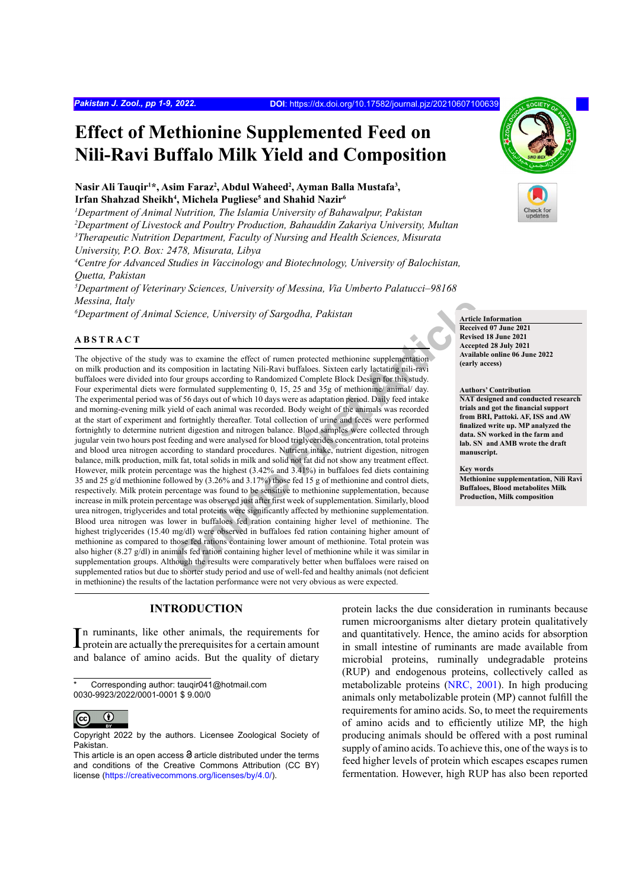# Effect of Methionine Supplemented Feed on Nili-Ravi Buffalo Milk Yield and Composition

**Nasir Ali Tauqir[1]*, Asim Faraz[2], Abdul Waheed[2], Ayman Balla Mustafa[3], Irfan Shahzad Sheikh[4], Michela Pugliese[5] and Shahid Nazir[6]**

[1]*Department of Animal Nutrition, The Islamia University of Bahawalpur, Pakistan*
[2]*Department of Livestock and Poultry Production, Bahauddin Zakariya University, Multan*
[3]*Therapeutic Nutrition Department, Faculty of Nursing and Health Sciences, Misurata University, P.O. Box: 2478, Misurata, Libya*
[4]*Centre for Advanced Studies in Vaccinology and Biotechnology, University of Balochistan, Quetta, Pakistan*
[5]*Department of Veterinary Sciences, University of Messina, Via Umberto Palatucci–98168 Messina, Italy*
[6]*Department of Animal Science, University of Sargodha, Pakistan*

**Article Information**
Received 07 June 2021
Revised 18 June 2021
Accepted 28 July 2021
Available online 06 June 2022
(early access)

**Authors' Contribution**
NAT designed and conducted research trials and got the financial support from BRI, Pattoki. AF, ISS and AW finalized write up. MP analyzed the data. SN worked in the farm and lab. SN and AMB wrote the draft manuscript.

**Key words**
Methionine supplementation, Nili Ravi Buffaloes, Blood metabolites Milk Production, Milk composition

## ABSTRACT

The objective of the study was to examine the effect of rumen protected methionine supplementation on milk production and its composition in lactating Nili-Ravi buffaloes. Sixteen early lactating nili-ravi buffaloes were divided into four groups according to Randomized Complete Block Design for this study. Four experimental diets were formulated supplementing 0, 15, 25 and 35g of methionine/animal/ day. The experimental period was of 56 days out of which 10 days were as adaptation period. Daily feed intake and morning-evening milk yield of each animal was recorded. Body weight of the animals was recorded at the start of experiment and fortnightly thereafter. Total collection of urine and feces were performed fortnightly to determine nutrient digestion and nitrogen balance. Blood samples were collected through jugular vein two hours post feeding and were analysed for blood triglycerides concentration, total proteins and blood urea nitrogen according to standard procedures. Nutrient intake, nutrient digestion, nitrogen balance, milk production, milk fat, total solids in milk and solid not fat did not show any treatment effect. However, milk protein percentage was the highest (3.42% and 3.41%) in buffaloes fed diets containing 35 and 25 g/d methionine followed by (3.26% and 3.17%) those fed 15 g of methionine and control diets, respectively. Milk protein percentage was found to be sensitive to methionine supplementation, because increase in milk protein percentage was observed just after first week of supplementation. Similarly, blood urea nitrogen, triglycerides and total proteins were significantly affected by methionine supplementation. Blood urea nitrogen was lower in buffaloes fed ration containing higher level of methionine. The highest triglycerides (15.40 mg/dl) were observed in buffaloes fed ration containing higher amount of methionine as compared to those fed rations containing lower amount of methionine. Total protein was also higher (8.27 g/dl) in animals fed ration containing higher level of methionine while it was similar in supplementation groups. Although the results were comparatively better when buffaloes were raised on supplemented ratios but due to shorter study period and use of well-fed and healthy animals (not deficient in methionine) the results of the lactation performance were not very obvious as were expected.

## INTRODUCTION

In ruminants, like other animals, the requirements for protein are actually the prerequisites for a certain amount and balance of amino acids. But the quality of dietary protein lacks the due consideration in ruminants because rumen microorganisms alter dietary protein qualitatively and quantitatively. Hence, the amino acids for absorption in small intestine of ruminants are made available from microbial proteins, ruminally undegradable proteins (RUP) and endogenous proteins, collectively called as metabolizable proteins (NRC, 2001). In high producing animals only metabolizable protein (MP) cannot fulfill the requirements for amino acids. So, to meet the requirements of amino acids and to efficiently utilize MP, the high producing animals should be offered with a post ruminal supply of amino acids. To achieve this, one of the ways is to feed higher levels of protein which escapes escapes rumen fermentation. However, high RUP has also been reported

\* Corresponding author: tauqir041@hotmail.com
0030-9923/2022/0001-0001 $ 9.00/0

Copyright 2022 by the authors. Licensee Zoological Society of Pakistan.
This article is an open access article distributed under the terms and conditions of the Creative Commons Attribution (CC BY) license (https://creativecommons.org/licenses/by/4.0/).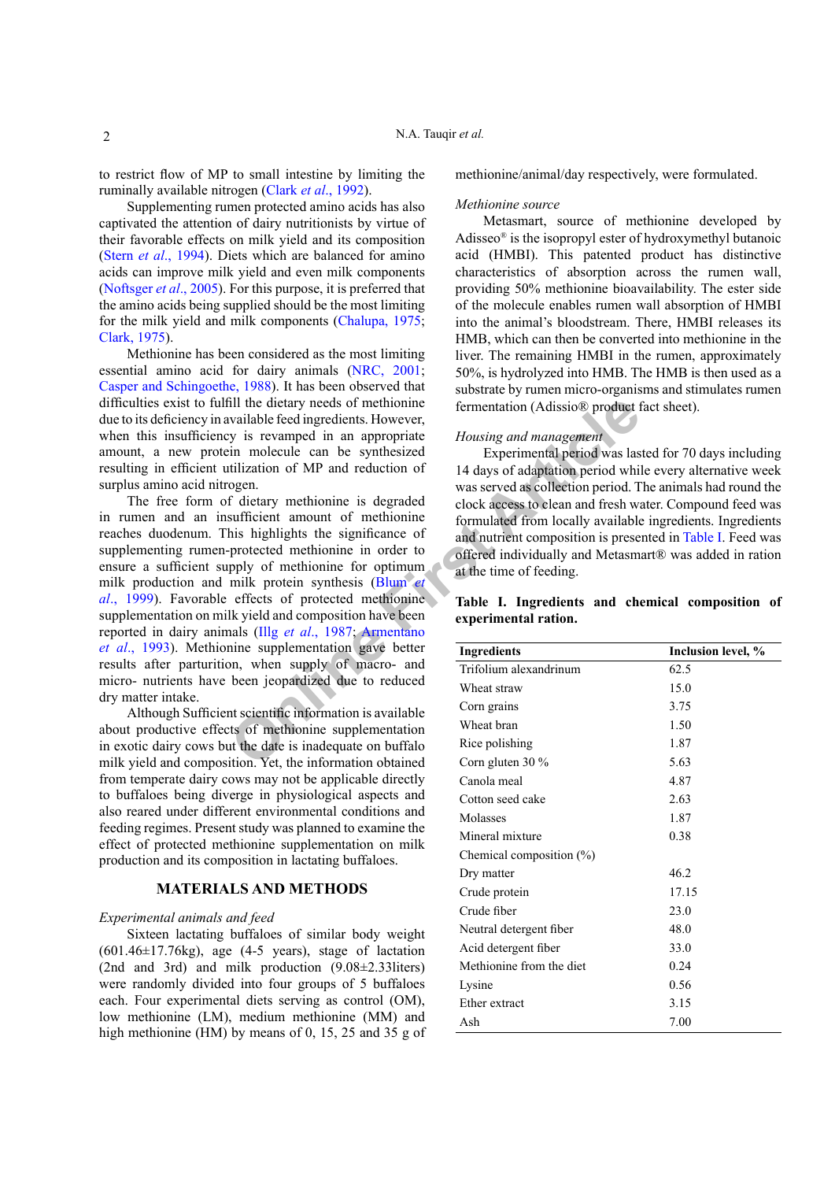to restrict flow of MP to small intestine by limiting the ruminally available nitrogen (Clark *et al*., 1992).

Supplementing rumen protected amino acids has also captivated the attention of dairy nutritionists by virtue of their favorable effects on milk yield and its composition (Stern *et al*., 1994). Diets which are balanced for amino acids can improve milk yield and even milk components (Noftsger *et al*., 2005). For this purpose, it is preferred that the amino acids being supplied should be the most limiting for the milk yield and milk components (Chalupa, 1975; Clark, 1975).

Methionine has been considered as the most limiting essential amino acid for dairy animals (NRC, 2001; Casper and Schingoethe, 1988). It has been observed that difficulties exist to fulfill the dietary needs of methionine due to its deficiency in available feed ingredients. However, when this insufficiency is revamped in an appropriate amount, a new protein molecule can be synthesized resulting in efficient utilization of MP and reduction of surplus amino acid nitrogen.

The free form of dietary methionine is degraded in rumen and an insufficient amount of methionine reaches duodenum. This highlights the significance of supplementing rumen-protected methionine in order to ensure a sufficient supply of methionine for optimum milk production and milk protein synthesis (Blum *et al*., 1999). Favorable effects of protected methionine supplementation on milk yield and composition have been reported in dairy animals (Illg *et al*., 1987; Armentano *et al*., 1993). Methionine supplementation gave better results after parturition, when supply of macro- and micro- nutrients have been jeopardized due to reduced dry matter intake.

Although Sufficient scientific information is available about productive effects of methionine supplementation in exotic dairy cows but the date is inadequate on buffalo milk yield and composition. Yet, the information obtained from temperate dairy cows may not be applicable directly to buffaloes being diverge in physiological aspects and also reared under different environmental conditions and feeding regimes. Present study was planned to examine the effect of protected methionine supplementation on milk production and its composition in lactating buffaloes.

## MATERIALS AND METHODS

*Experimental animals and feed*

Sixteen lactating buffaloes of similar body weight (601.46±17.76kg), age (4-5 years), stage of lactation (2nd and 3rd) and milk production (9.08±2.33liters) were randomly divided into four groups of 5 buffaloes each. Four experimental diets serving as control (OM), low methionine (LM), medium methionine (MM) and high methionine (HM) by means of 0, 15, 25 and 35 g of methionine/animal/day respectively, were formulated.

*Methionine source*

Metasmart, source of methionine developed by Adisseo® is the isopropyl ester of hydroxymethyl butanoic acid (HMBI). This patented product has distinctive characteristics of absorption across the rumen wall, providing 50% methionine bioavailability. The ester side of the molecule enables rumen wall absorption of HMBI into the animal's bloodstream. There, HMBI releases its HMB, which can then be converted into methionine in the liver. The remaining HMBI in the rumen, approximately 50%, is hydrolyzed into HMB. The HMB is then used as a substrate by rumen micro-organisms and stimulates rumen fermentation (Adissio® product fact sheet).

*Housing and management*

Experimental period was lasted for 70 days including 14 days of adaptation period while every alternative week was served as collection period. The animals had round the clock access to clean and fresh water. Compound feed was formulated from locally available ingredients. Ingredients and nutrient composition is presented in Table I. Feed was offered individually and Metasmart® was added in ration at the time of feeding.

**Table I. Ingredients and chemical composition of experimental ration.**

| Ingredients | Inclusion level, % |
|---|---|
| Trifolium alexandrinum | 62.5 |
| Wheat straw | 15.0 |
| Corn grains | 3.75 |
| Wheat bran | 1.50 |
| Rice polishing | 1.87 |
| Corn gluten 30 % | 5.63 |
| Canola meal | 4.87 |
| Cotton seed cake | 2.63 |
| Molasses | 1.87 |
| Mineral mixture | 0.38 |
| Chemical composition (%) | |
| Dry matter | 46.2 |
| Crude protein | 17.15 |
| Crude fiber | 23.0 |
| Neutral detergent fiber | 48.0 |
| Acid detergent fiber | 33.0 |
| Methionine from the diet | 0.24 |
| Lysine | 0.56 |
| Ether extract | 3.15 |
| Ash | 7.00 |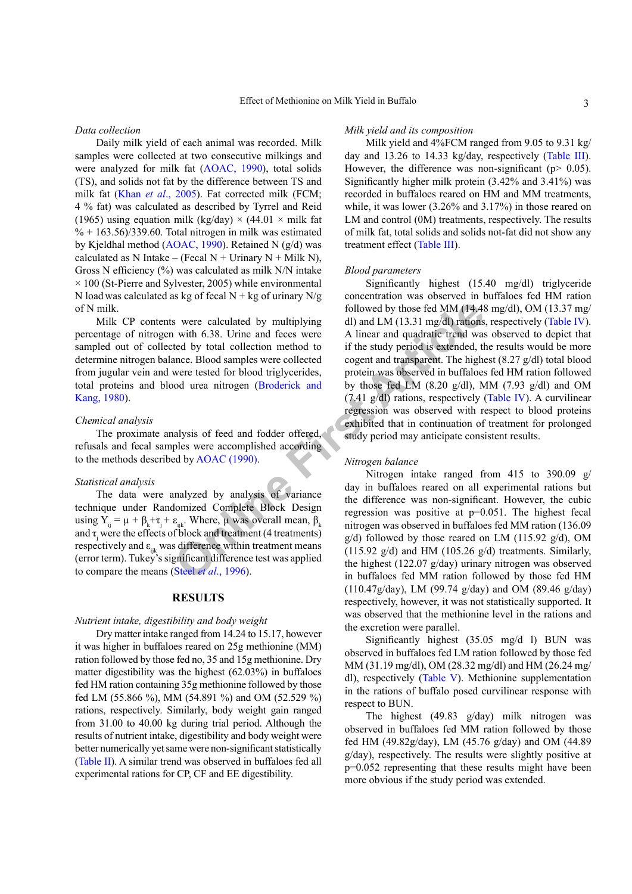*Data collection*

Daily milk yield of each animal was recorded. Milk samples were collected at two consecutive milkings and were analyzed for milk fat (AOAC, 1990), total solids (TS), and solids not fat by the difference between TS and milk fat (Khan *et al*., 2005). Fat corrected milk (FCM; 4 % fat) was calculated as described by Tyrrel and Reid (1965) using equation milk (kg/day) × (44.01 × milk fat % + 163.56)/339.60. Total nitrogen in milk was estimated by Kjeldhal method (AOAC, 1990). Retained N (g/d) was calculated as N Intake – (Fecal N + Urinary N + Milk N), Gross N efficiency (%) was calculated as milk N/N intake × 100 (St-Pierre and Sylvester, 2005) while environmental N load was calculated as kg of fecal N + kg of urinary N/g of N milk.

Milk CP contents were calculated by multiplying percentage of nitrogen with 6.38. Urine and feces were sampled out of collected by total collection method to determine nitrogen balance. Blood samples were collected from jugular vein and were tested for blood triglycerides, total proteins and blood urea nitrogen (Broderick and Kang, 1980).

*Chemical analysis*

The proximate analysis of feed and fodder offered, refusals and fecal samples were accomplished according to the methods described by AOAC (1990).

*Statistical analysis*

The data were analyzed by analysis of variance technique under Randomized Complete Block Design using $Y_{ij} = \mu + \beta_k + \tau_j + \varepsilon_{ijk}$. Where, $\mu$ was overall mean, $\beta_k$ and $\tau_j$ were the effects of block and treatment (4 treatments) respectively and $\varepsilon_{ijk}$ was difference within treatment means (error term). Tukey's significant difference test was applied to compare the means (Steel *et al*., 1996).

## RESULTS

*Nutrient intake, digestibility and body weight*

Dry matter intake ranged from 14.24 to 15.17, however it was higher in buffaloes reared on 25g methionine (MM) ration followed by those fed no, 35 and 15g methionine. Dry matter digestibility was the highest (62.03%) in buffaloes fed HM ration containing 35g methionine followed by those fed LM (55.866 %), MM (54.891 %) and OM (52.529 %) rations, respectively. Similarly, body weight gain ranged from 31.00 to 40.00 kg during trial period. Although the results of nutrient intake, digestibility and body weight were better numerically yet same were non-significant statistically (Table II). A similar trend was observed in buffaloes fed all experimental rations for CP, CF and EE digestibility.

*Milk yield and its composition*

Milk yield and 4%FCM ranged from 9.05 to 9.31 kg/day and 13.26 to 14.33 kg/day, respectively (Table III). However, the difference was non-significant (p> 0.05). Significantly higher milk protein (3.42% and 3.41%) was recorded in buffaloes reared on HM and MM treatments, while, it was lower (3.26% and 3.17%) in those reared on LM and control (0M) treatments, respectively. The results of milk fat, total solids and solids not-fat did not show any treatment effect (Table III).

*Blood parameters*

Significantly highest (15.40 mg/dl) triglyceride concentration was observed in buffaloes fed HM ration followed by those fed MM (14.48 mg/dl), OM (13.37 mg/dl) and LM (13.31 mg/dl) rations, respectively (Table IV). A linear and quadratic trend was observed to depict that if the study period is extended, the results would be more cogent and transparent. The highest (8.27 g/dl) total blood protein was observed in buffaloes fed HM ration followed by those fed LM (8.20 g/dl), MM (7.93 g/dl) and OM (7.41 g/dl) rations, respectively (Table IV). A curvilinear regression was observed with respect to blood proteins exhibited that in continuation of treatment for prolonged study period may anticipate consistent results.

*Nitrogen balance*

Nitrogen intake ranged from 415 to 390.09 g/day in buffaloes reared on all experimental rations but the difference was non-significant. However, the cubic regression was positive at p=0.051. The highest fecal nitrogen was observed in buffaloes fed MM ration (136.09 g/d) followed by those reared on LM (115.92 g/d), OM (115.92 g/d) and HM (105.26 g/d) treatments. Similarly, the highest (122.07 g/day) urinary nitrogen was observed in buffaloes fed MM ration followed by those fed HM (110.47g/day), LM (99.74 g/day) and OM (89.46 g/day) respectively, however, it was not statistically supported. It was observed that the methionine level in the rations and the excretion were parallel.

Significantly highest (35.05 mg/d l) BUN was observed in buffaloes fed LM ration followed by those fed MM (31.19 mg/dl), OM (28.32 mg/dl) and HM (26.24 mg/dl), respectively (Table V). Methionine supplementation in the rations of buffalo posed curvilinear response with respect to BUN.

The highest (49.83 g/day) milk nitrogen was observed in buffaloes fed MM ration followed by those fed HM (49.82g/day), LM (45.76 g/day) and OM (44.89 g/day), respectively. The results were slightly positive at p=0.052 representing that these results might have been more obvious if the study period was extended.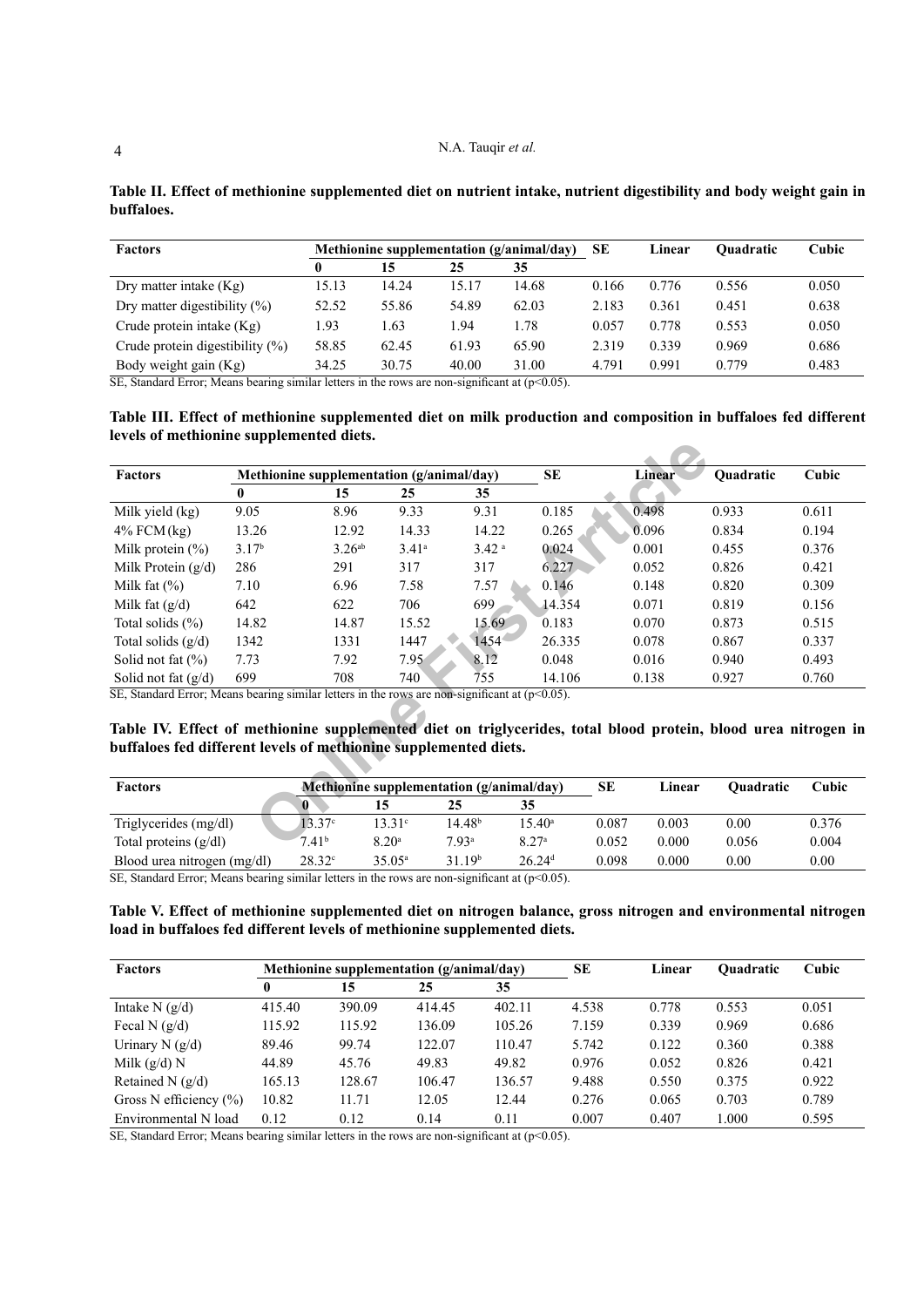**Table II. Effect of methionine supplemented diet on nutrient intake, nutrient digestibility and body weight gain in buffaloes.**

| Factors | Methionine supplementation (g/animal/day) | | | | SE | Linear | Quadratic | Cubic |
|---|---|---|---|---|---|---|---|---|
| | 0 | 15 | 25 | 35 | | | | |
| Dry matter intake (Kg) | 15.13 | 14.24 | 15.17 | 14.68 | 0.166 | 0.776 | 0.556 | 0.050 |
| Dry matter digestibility (%) | 52.52 | 55.86 | 54.89 | 62.03 | 2.183 | 0.361 | 0.451 | 0.638 |
| Crude protein intake (Kg) | 1.93 | 1.63 | 1.94 | 1.78 | 0.057 | 0.778 | 0.553 | 0.050 |
| Crude protein digestibility (%) | 58.85 | 62.45 | 61.93 | 65.90 | 2.319 | 0.339 | 0.969 | 0.686 |
| Body weight gain (Kg) | 34.25 | 30.75 | 40.00 | 31.00 | 4.791 | 0.991 | 0.779 | 0.483 |

SE, Standard Error; Means bearing similar letters in the rows are non-significant at ($p<0.05$).

**Table III. Effect of methionine supplemented diet on milk production and composition in buffaloes fed different levels of methionine supplemented diets.**

| Factors | Methionine supplementation (g/animal/day) | | | | SE | Linear | Quadratic | Cubic |
|---|---|---|---|---|---|---|---|---|
| | 0 | 15 | 25 | 35 | | | | |
| Milk yield (kg) | 9.05 | 8.96 | 9.33 | 9.31 | 0.185 | 0.498 | 0.933 | 0.611 |
| 4% FCM (kg) | 13.26 | 12.92 | 14.33 | 14.22 | 0.265 | 0.096 | 0.834 | 0.194 |
| Milk protein (%) | 3.17[b] | 3.26[ab] | 3.41[a] | 3.42[a] | 0.024 | 0.001 | 0.455 | 0.376 |
| Milk Protein (g/d) | 286 | 291 | 317 | 317 | 6.227 | 0.052 | 0.826 | 0.421 |
| Milk fat (%) | 7.10 | 6.96 | 7.58 | 7.57 | 0.146 | 0.148 | 0.820 | 0.309 |
| Milk fat (g/d) | 642 | 622 | 706 | 699 | 14.354 | 0.071 | 0.819 | 0.156 |
| Total solids (%) | 14.82 | 14.87 | 15.52 | 15.69 | 0.183 | 0.070 | 0.873 | 0.515 |
| Total solids (g/d) | 1342 | 1331 | 1447 | 1454 | 26.335 | 0.078 | 0.867 | 0.337 |
| Solid not fat (%) | 7.73 | 7.92 | 7.95 | 8.12 | 0.048 | 0.016 | 0.940 | 0.493 |
| Solid not fat (g/d) | 699 | 708 | 740 | 755 | 14.106 | 0.138 | 0.927 | 0.760 |

SE, Standard Error; Means bearing similar letters in the rows are non-significant at ($p<0.05$).

**Table IV. Effect of methionine supplemented diet on triglycerides, total blood protein, blood urea nitrogen in buffaloes fed different levels of methionine supplemented diets.**

| Factors | Methionine supplementation (g/animal/day) | | | | SE | Linear | Quadratic | Cubic |
|---|---|---|---|---|---|---|---|---|
| | 0 | 15 | 25 | 35 | | | | |
| Triglycerides (mg/dl) | 13.37[c] | 13.31[c] | 14.48[b] | 15.40[a] | 0.087 | 0.003 | 0.00 | 0.376 |
| Total proteins (g/dl) | 7.41[b] | 8.20[a] | 7.93[a] | 8.27[a] | 0.052 | 0.000 | 0.056 | 0.004 |
| Blood urea nitrogen (mg/dl) | 28.32[c] | 35.05[a] | 31.19[b] | 26.24[d] | 0.098 | 0.000 | 0.00 | 0.00 |

SE, Standard Error; Means bearing similar letters in the rows are non-significant at ($p<0.05$).

**Table V. Effect of methionine supplemented diet on nitrogen balance, gross nitrogen and environmental nitrogen load in buffaloes fed different levels of methionine supplemented diets.**

| Factors | Methionine supplementation (g/animal/day) | | | | SE | Linear | Quadratic | Cubic |
|---|---|---|---|---|---|---|---|---|
| | 0 | 15 | 25 | 35 | | | | |
| Intake N (g/d) | 415.40 | 390.09 | 414.45 | 402.11 | 4.538 | 0.778 | 0.553 | 0.051 |
| Fecal N (g/d) | 115.92 | 115.92 | 136.09 | 105.26 | 7.159 | 0.339 | 0.969 | 0.686 |
| Urinary N (g/d) | 89.46 | 99.74 | 122.07 | 110.47 | 5.742 | 0.122 | 0.360 | 0.388 |
| Milk (g/d) N | 44.89 | 45.76 | 49.83 | 49.82 | 0.976 | 0.052 | 0.826 | 0.421 |
| Retained N (g/d) | 165.13 | 128.67 | 106.47 | 136.57 | 9.488 | 0.550 | 0.375 | 0.922 |
| Gross N efficiency (%) | 10.82 | 11.71 | 12.05 | 12.44 | 0.276 | 0.065 | 0.703 | 0.789 |
| Environmental N load | 0.12 | 0.12 | 0.14 | 0.11 | 0.007 | 0.407 | 1.000 | 0.595 |

SE, Standard Error; Means bearing similar letters in the rows are non-significant at ($p<0.05$).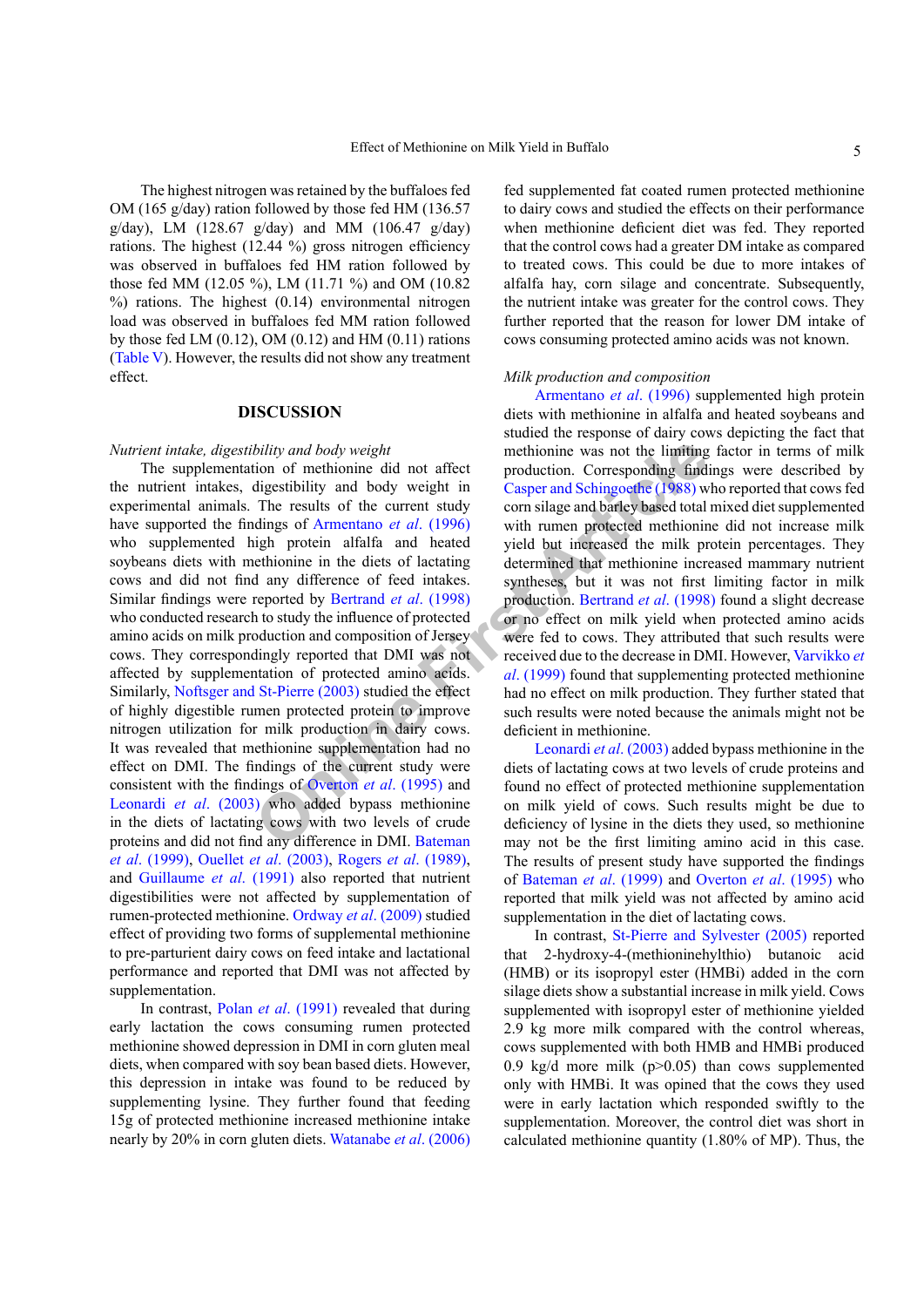The highest nitrogen was retained by the buffaloes fed OM (165 g/day) ration followed by those fed HM (136.57 g/day), LM (128.67 g/day) and MM (106.47 g/day) rations. The highest (12.44 %) gross nitrogen efficiency was observed in buffaloes fed HM ration followed by those fed MM (12.05 %), LM (11.71 %) and OM (10.82 %) rations. The highest (0.14) environmental nitrogen load was observed in buffaloes fed MM ration followed by those fed LM (0.12), OM (0.12) and HM (0.11) rations (Table V). However, the results did not show any treatment effect.

## DISCUSSION

*Nutrient intake, digestibility and body weight*

The supplementation of methionine did not affect the nutrient intakes, digestibility and body weight in experimental animals. The results of the current study have supported the findings of Armentano *et al*. (1996) who supplemented high protein alfalfa and heated soybeans diets with methionine in the diets of lactating cows and did not find any difference of feed intakes. Similar findings were reported by Bertrand *et al*. (1998) who conducted research to study the influence of protected amino acids on milk production and composition of Jersey cows. They correspondingly reported that DMI was not affected by supplementation of protected amino acids. Similarly, Noftsger and St-Pierre (2003) studied the effect of highly digestible rumen protected protein to improve nitrogen utilization for milk production in dairy cows. It was revealed that methionine supplementation had no effect on DMI. The findings of the current study were consistent with the findings of Overton *et al*. (1995) and Leonardi *et al*. (2003) who added bypass methionine in the diets of lactating cows with two levels of crude proteins and did not find any difference in DMI. Bateman *et al*. (1999), Ouellet *et al*. (2003), Rogers *et al*. (1989), and Guillaume *et al*. (1991) also reported that nutrient digestibilities were not affected by supplementation of rumen-protected methionine. Ordway *et al*. (2009) studied effect of providing two forms of supplemental methionine to pre-parturient dairy cows on feed intake and lactational performance and reported that DMI was not affected by supplementation.

In contrast, Polan *et al*. (1991) revealed that during early lactation the cows consuming rumen protected methionine showed depression in DMI in corn gluten meal diets, when compared with soy bean based diets. However, this depression in intake was found to be reduced by supplementing lysine. They further found that feeding 15g of protected methionine increased methionine intake nearly by 20% in corn gluten diets. Watanabe *et al*. (2006) fed supplemented fat coated rumen protected methionine to dairy cows and studied the effects on their performance when methionine deficient diet was fed. They reported that the control cows had a greater DM intake as compared to treated cows. This could be due to more intakes of alfalfa hay, corn silage and concentrate. Subsequently, the nutrient intake was greater for the control cows. They further reported that the reason for lower DM intake of cows consuming protected amino acids was not known.

*Milk production and composition*

Armentano *et al*. (1996) supplemented high protein diets with methionine in alfalfa and heated soybeans and studied the response of dairy cows depicting the fact that methionine was not the limiting factor in terms of milk production. Corresponding findings were described by Casper and Schingoethe (1988) who reported that cows fed corn silage and barley based total mixed diet supplemented with rumen protected methionine did not increase milk yield but increased the milk protein percentages. They determined that methionine increased mammary nutrient syntheses, but it was not first limiting factor in milk production. Bertrand *et al*. (1998) found a slight decrease or no effect on milk yield when protected amino acids were fed to cows. They attributed that such results were received due to the decrease in DMI. However, Varvikko *et al*. (1999) found that supplementing protected methionine had no effect on milk production. They further stated that such results were noted because the animals might not be deficient in methionine.

Leonardi *et al*. (2003) added bypass methionine in the diets of lactating cows at two levels of crude proteins and found no effect of protected methionine supplementation on milk yield of cows. Such results might be due to deficiency of lysine in the diets they used, so methionine may not be the first limiting amino acid in this case. The results of present study have supported the findings of Bateman *et al*. (1999) and Overton *et al*. (1995) who reported that milk yield was not affected by amino acid supplementation in the diet of lactating cows.

In contrast, St-Pierre and Sylvester (2005) reported that 2-hydroxy-4-(methioninehylthio) butanoic acid (HMB) or its isopropyl ester (HMBi) added in the corn silage diets show a substantial increase in milk yield. Cows supplemented with isopropyl ester of methionine yielded 2.9 kg more milk compared with the control whereas, cows supplemented with both HMB and HMBi produced 0.9 kg/d more milk ($p>0.05$) than cows supplemented only with HMBi. It was opined that the cows they used were in early lactation which responded swiftly to the supplementation. Moreover, the control diet was short in calculated methionine quantity (1.80% of MP). Thus, the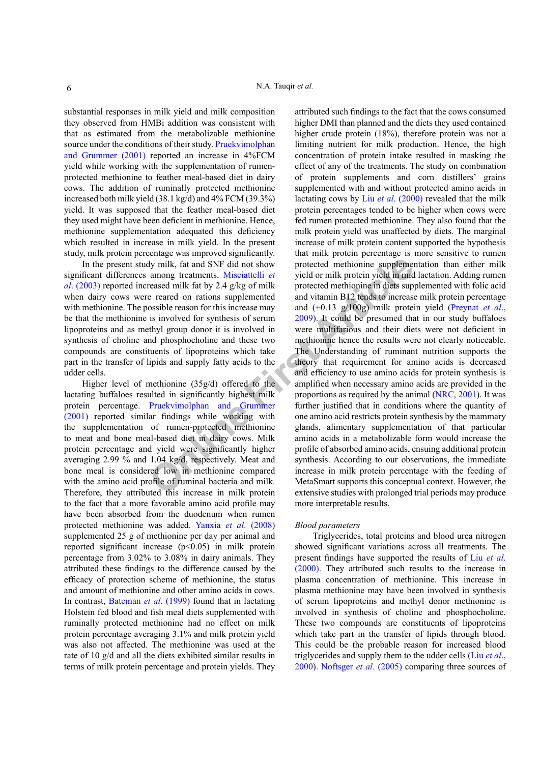substantial responses in milk yield and milk composition they observed from HMBi addition was consistent with that as estimated from the metabolizable methionine source under the conditions of their study. Pruekvimolphan and Grummer (2001) reported an increase in 4%FCM yield while working with the supplementation of rumen-protected methionine to feather meal-based diet in dairy cows. The addition of ruminally protected methionine increased both milk yield (38.1 kg/d) and 4% FCM (39.3%) yield. It was supposed that the feather meal-based diet they used might have been deficient in methionine. Hence, methionine supplementation adequated this deficiency which resulted in increase in milk yield. In the present study, milk protein percentage was improved significantly.

In the present study milk, fat and SNF did not show significant differences among treatments. Misciattelli *et al*. (2003) reported increased milk fat by 2.4 g/kg of milk when dairy cows were reared on rations supplemented with methionine. The possible reason for this increase may be that the methionine is involved for synthesis of serum lipoproteins and as methyl group donor it is involved in synthesis of choline and phosphocholine and these two compounds are constituents of lipoproteins which take part in the transfer of lipids and supply fatty acids to the udder cells.

Higher level of methionine (35g/d) offered to the lactating buffaloes resulted in significantly highest milk protein percentage. Pruekvimolphan and Grummer (2001) reported similar findings while working with the supplementation of rumen-protected methionine to meat and bone meal-based diet in dairy cows. Milk protein percentage and yield were significantly higher averaging 2.99 % and 1.04 kg/d, respectively. Meat and bone meal is considered low in methionine compared with the amino acid profile of ruminal bacteria and milk. Therefore, they attributed this increase in milk protein to the fact that a more favorable amino acid profile may have been absorbed from the duodenum when rumen protected methionine was added. Yanxia *et al*. (2008) supplemented 25 g of methionine per day per animal and reported significant increase ($p<0.05$) in milk protein percentage from 3.02% to 3.08% in dairy animals. They attributed these findings to the difference caused by the efficacy of protection scheme of methionine, the status and amount of methionine and other amino acids in cows. In contrast, Bateman *et al*. (1999) found that in lactating Holstein fed blood and fish meal diets supplemented with ruminally protected methionine had no effect on milk protein percentage averaging 3.1% and milk protein yield was also not affected. The methionine was used at the rate of 10 g/d and all the diets exhibited similar results in terms of milk protein percentage and protein yields. They attributed such findings to the fact that the cows consumed higher DMI than planned and the diets they used contained higher crude protein (18%), therefore protein was not a limiting nutrient for milk production. Hence, the high concentration of protein intake resulted in masking the effect of any of the treatments. The study on combination of protein supplements and corn distillers' grains supplemented with and without protected amino acids in lactating cows by Liu *et al*. (2000) revealed that the milk protein percentages tended to be higher when cows were fed rumen protected methionine. They also found that the milk protein yield was unaffected by diets. The marginal increase of milk protein content supported the hypothesis that milk protein percentage is more sensitive to rumen protected methionine supplementation than either milk yield or milk protein yield in mid lactation. Adding rumen protected methionine in diets supplemented with folic acid and vitamin B12 tends to increase milk protein percentage and (+0.13 g/100g) milk protein yield (Preynat *et al*., 2009). It could be presumed that in our study buffaloes were multifarious and their diets were not deficient in methionine hence the results were not clearly noticeable. The Understanding of ruminant nutrition supports the theory that requirement for amino acids is decreased and efficiency to use amino acids for protein synthesis is amplified when necessary amino acids are provided in the proportions as required by the animal (NRC, 2001). It was further justified that in conditions where the quantity of one amino acid restricts protein synthesis by the mammary glands, alimentary supplementation of that particular amino acids in a metabolizable form would increase the profile of absorbed amino acids, ensuing additional protein synthesis. According to our observations, the immediate increase in milk protein percentage with the feeding of MetaSmart supports this conceptual context. However, the extensive studies with prolonged trial periods may produce more interpretable results.

*Blood parameters*

Triglycerides, total proteins and blood urea nitrogen showed significant variations across all treatments. The present findings have supported the results of Liu *et al*. (2000). They attributed such results to the increase in plasma concentration of methionine. This increase in plasma methionine may have been involved in synthesis of serum lipoproteins and methyl donor methionine is involved in synthesis of choline and phosphocholine. These two compounds are constituents of lipoproteins which take part in the transfer of lipids through blood. This could be the probable reason for increased blood triglycerides and supply them to the udder cells (Liu *et al*., 2000). Noftsger *et al*. (2005) comparing three sources of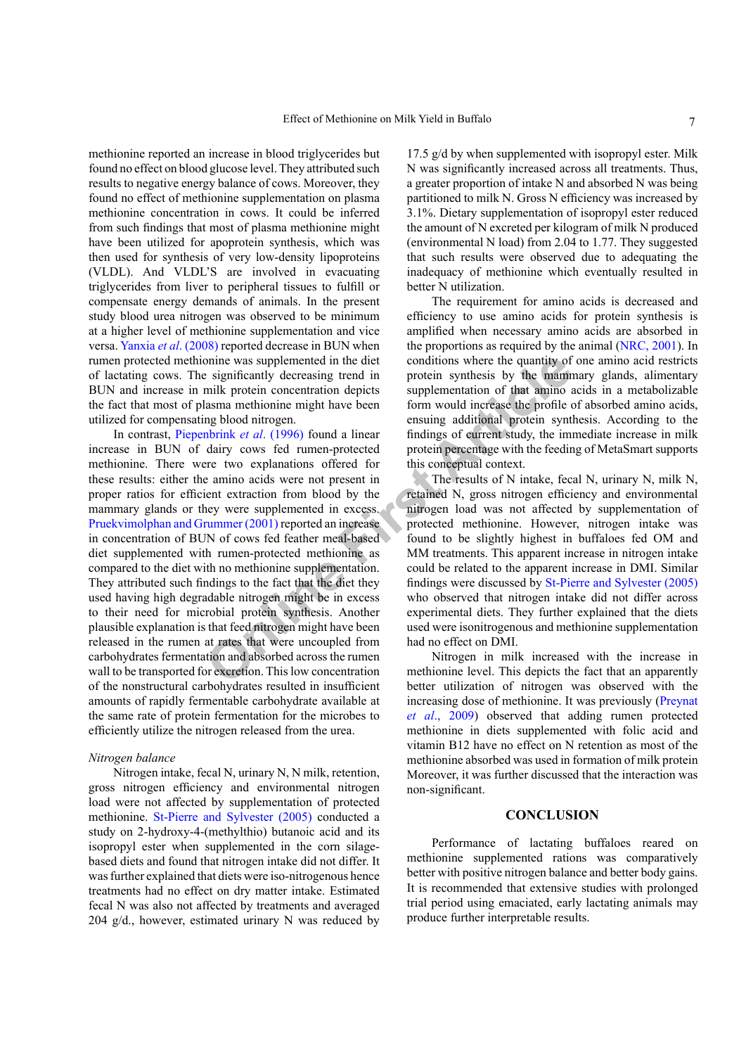methionine reported an increase in blood triglycerides but found no effect on blood glucose level. They attributed such results to negative energy balance of cows. Moreover, they found no effect of methionine supplementation on plasma methionine concentration in cows. It could be inferred from such findings that most of plasma methionine might have been utilized for apoprotein synthesis, which was then used for synthesis of very low-density lipoproteins (VLDL). And VLDL'S are involved in evacuating triglycerides from liver to peripheral tissues to fulfill or compensate energy demands of animals. In the present study blood urea nitrogen was observed to be minimum at a higher level of methionine supplementation and vice versa. Yanxia *et al*. (2008) reported decrease in BUN when rumen protected methionine was supplemented in the diet of lactating cows. The significantly decreasing trend in BUN and increase in milk protein concentration depicts the fact that most of plasma methionine might have been utilized for compensating blood nitrogen.

In contrast, Piepenbrink *et al*. (1996) found a linear increase in BUN of dairy cows fed rumen-protected methionine. There were two explanations offered for these results: either the amino acids were not present in proper ratios for efficient extraction from blood by the mammary glands or they were supplemented in excess. Pruekvimolphan and Grummer (2001) reported an increase in concentration of BUN of cows fed feather meal-based diet supplemented with rumen-protected methionine as compared to the diet with no methionine supplementation. They attributed such findings to the fact that the diet they used having high degradable nitrogen might be in excess to their need for microbial protein synthesis. Another plausible explanation is that feed nitrogen might have been released in the rumen at rates that were uncoupled from carbohydrates fermentation and absorbed across the rumen wall to be transported for excretion. This low concentration of the nonstructural carbohydrates resulted in insufficient amounts of rapidly fermentable carbohydrate available at the same rate of protein fermentation for the microbes to efficiently utilize the nitrogen released from the urea.

*Nitrogen balance*

Nitrogen intake, fecal N, urinary N, N milk, retention, gross nitrogen efficiency and environmental nitrogen load were not affected by supplementation of protected methionine. St-Pierre and Sylvester (2005) conducted a study on 2-hydroxy-4-(methylthio) butanoic acid and its isopropyl ester when supplemented in the corn silage-based diets and found that nitrogen intake did not differ. It was further explained that diets were iso-nitrogenous hence treatments had no effect on dry matter intake. Estimated fecal N was also not affected by treatments and averaged 204 g/d., however, estimated urinary N was reduced by 17.5 g/d by when supplemented with isopropyl ester. Milk N was significantly increased across all treatments. Thus, a greater proportion of intake N and absorbed N was being partitioned to milk N. Gross N efficiency was increased by 3.1%. Dietary supplementation of isopropyl ester reduced the amount of N excreted per kilogram of milk N produced (environmental N load) from 2.04 to 1.77. They suggested that such results were observed due to adequating the inadequacy of methionine which eventually resulted in better N utilization.

The requirement for amino acids is decreased and efficiency to use amino acids for protein synthesis is amplified when necessary amino acids are absorbed in the proportions as required by the animal (NRC, 2001). In conditions where the quantity of one amino acid restricts protein synthesis by the mammary glands, alimentary supplementation of that amino acids in a metabolizable form would increase the profile of absorbed amino acids, ensuing additional protein synthesis. According to the findings of current study, the immediate increase in milk protein percentage with the feeding of MetaSmart supports this conceptual context.

The results of N intake, fecal N, urinary N, milk N, retained N, gross nitrogen efficiency and environmental nitrogen load was not affected by supplementation of protected methionine. However, nitrogen intake was found to be slightly highest in buffaloes fed OM and MM treatments. This apparent increase in nitrogen intake could be related to the apparent increase in DMI. Similar findings were discussed by St-Pierre and Sylvester (2005) who observed that nitrogen intake did not differ across experimental diets. They further explained that the diets used were isonitrogenous and methionine supplementation had no effect on DMI.

Nitrogen in milk increased with the increase in methionine level. This depicts the fact that an apparently better utilization of nitrogen was observed with the increasing dose of methionine. It was previously (Preynat *et al*., 2009) observed that adding rumen protected methionine in diets supplemented with folic acid and vitamin B12 have no effect on N retention as most of the methionine absorbed was used in formation of milk protein Moreover, it was further discussed that the interaction was non-significant.

## CONCLUSION

Performance of lactating buffaloes reared on methionine supplemented rations was comparatively better with positive nitrogen balance and better body gains. It is recommended that extensive studies with prolonged trial period using emaciated, early lactating animals may produce further interpretable results.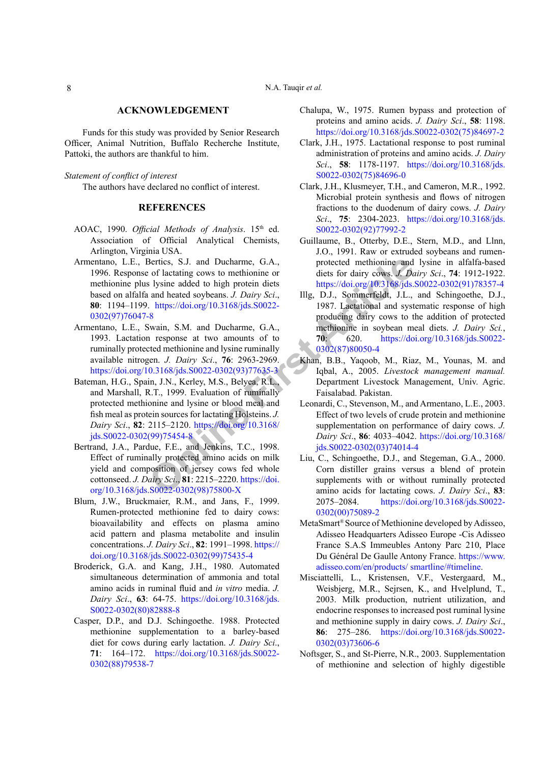## ACKNOWLEDGEMENT

Funds for this study was provided by Senior Research Officer, Animal Nutrition, Buffalo Recherche Institute, Pattoki, the authors are thankful to him.

*Statement of conflict of interest*

The authors have declared no conflict of interest.

## REFERENCES

AOAC, 1990. *Official Methods of Analysis*. 15th ed. Association of Official Analytical Chemists, Arlington, Virginia USA.

Armentano, L.E., Bertics, S.J. and Ducharme, G.A., 1996. Response of lactating cows to methionine or methionine plus lysine added to high protein diets based on alfalfa and heated soybeans. *J. Dairy Sci*., **80**: 1194–1199. https://doi.org/10.3168/jds.S0022-0302(97)76047-8

Armentano, L.E., Swain, S.M. and Ducharme, G.A., 1993. Lactation response at two amounts of to ruminally protected methionine and lysine ruminally available nitrogen. *J. Dairy Sci*., **76**: 2963-2969. https://doi.org/10.3168/jds.S0022-0302(93)77635-3

Bateman, H.G., Spain, J.N., Kerley, M.S., Belyea, R.L., and Marshall, R.T., 1999. Evaluation of ruminally protected methionine and lysine or blood meal and fish meal as protein sources for lactating Holsteins. *J. Dairy Sci*., **82**: 2115–2120. https://doi.org/10.3168/jds.S0022-0302(99)75454-8

Bertrand, J.A., Pardue, F.E., and Jenkins, T.C., 1998. Effect of ruminally protected amino acids on milk yield and composition of jersey cows fed whole cottonseed. *J. Dairy Sci*., **81**: 2215–2220. https://doi.org/10.3168/jds.S0022-0302(98)75800-X

Blum, J.W., Bruckmaier, R.M., and Jans, F., 1999. Rumen-protected methionine fed to dairy cows: bioavailability and effects on plasma amino acid pattern and plasma metabolite and insulin concentrations. *J. Dairy Sci*., **82**: 1991–1998. https://doi.org/10.3168/jds.S0022-0302(99)75435-4

Broderick, G.A. and Kang, J.H., 1980. Automated simultaneous determination of ammonia and total amino acids in ruminal fluid and *in vitro* media. *J. Dairy Sci*., **63**: 64-75. https://doi.org/10.3168/jds.S0022-0302(80)82888-8

Casper, D.P., and D.J. Schingoethe. 1988. Protected methionine supplementation to a barley-based diet for cows during early lactation. *J. Dairy Sci*., **71**: 164–172. https://doi.org/10.3168/jds.S0022-0302(88)79538-7

Chalupa, W., 1975. Rumen bypass and protection of proteins and amino acids. *J. Dairy Sci*., **58**: 1198. https://doi.org/10.3168/jds.S0022-0302(75)84697-2

Clark, J.H., 1975. Lactational response to post ruminal administration of proteins and amino acids. *J. Dairy Sci*., **58**: 1178-1197. https://doi.org/10.3168/jds.S0022-0302(75)84696-0

Clark, J.H., Klusmeyer, T.H., and Cameron, M.R., 1992. Microbial protein synthesis and flows of nitrogen fractions to the duodenum of dairy cows. *J. Dairy Sci*., **75**: 2304-2023. https://doi.org/10.3168/jds.S0022-0302(92)77992-2

Guillaume, B., Otterby, D.E., Stern, M.D., and Llnn, J.O., 1991. Raw or extruded soybeans and rumen-protected methionine and lysine in alfalfa-based diets for dairy cows. *J. Dairy Sci*., **74**: 1912-1922. https://doi.org/10.3168/jds.S0022-0302(91)78357-4

Illg, D.J., Sommerfeldt, J.L., and Schingoethe, D.J., 1987. Lactational and systematic response of high producing dairy cows to the addition of protected methionine in soybean meal diets. *J. Dairy Sci.*, **70**: 620. https://doi.org/10.3168/jds.S0022-0302(87)80050-4

Khan, B.B., Yaqoob, M., Riaz, M., Younas, M. and Iqbal, A., 2005. *Livestock management manual.* Department Livestock Management, Univ. Agric. Faisalabad. Pakistan.

Leonardi, C., Stevenson, M., and Armentano, L.E., 2003. Effect of two levels of crude protein and methionine supplementation on performance of dairy cows. *J. Dairy Sci*., **86**: 4033–4042. https://doi.org/10.3168/jds.S0022-0302(03)74014-4

Liu, C., Schingoethe, D.J., and Stegeman, G.A., 2000. Corn distiller grains versus a blend of protein supplements with or without ruminally protected amino acids for lactating cows. *J. Dairy Sci*., **83**: 2075–2084. https://doi.org/10.3168/jds.S0022-0302(00)75089-2

MetaSmart® Source of Methionine developed by Adisseo, Adisseo Headquarters Adisseo Europe -Cis Adisseo France S.A.S Immeubles Antony Parc 210, Place Du Général De Gaulle Antony France. https://www.adisseo.com/en/products/ smartline/#timeline.

Misciattelli, L., Kristensen, V.F., Vestergaard, M., Weisbjerg, M.R., Sejrsen, K., and Hvelplund, T., 2003. Milk production, nutrient utilization, and endocrine responses to increased post ruminal lysine and methionine supply in dairy cows. *J. Dairy Sci*., **86**: 275–286. https://doi.org/10.3168/jds.S0022-0302(03)73606-6

Noftsger, S., and St-Pierre, N.R., 2003. Supplementation of methionine and selection of highly digestible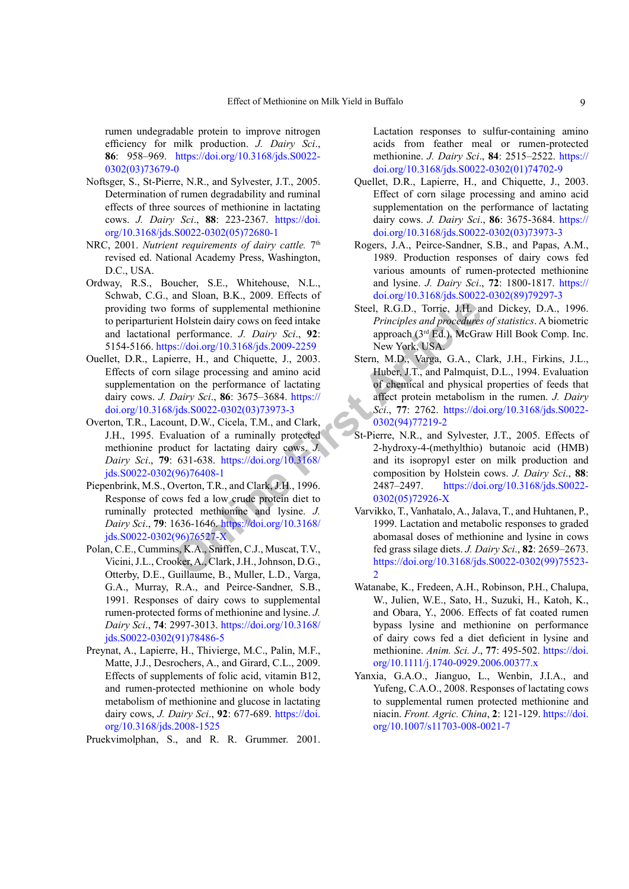rumen undegradable protein to improve nitrogen efficiency for milk production. *J. Dairy Sci.*, **86**: 958–969. https://doi.org/10.3168/jds.S0022-0302(03)73679-0

Noftsger, S., St-Pierre, N.R., and Sylvester, J.T., 2005. Determination of rumen degradability and ruminal effects of three sources of methionine in lactating cows. *J. Dairy Sci.*, **88**: 223-2367. https://doi.org/10.3168/jds.S0022-0302(05)72680-1

NRC, 2001. *Nutrient requirements of dairy cattle.* 7th revised ed. National Academy Press, Washington, D.C., USA.

Ordway, R.S., Boucher, S.E., Whitehouse, N.L., Schwab, C.G., and Sloan, B.K., 2009. Effects of providing two forms of supplemental methionine to periparturient Holstein dairy cows on feed intake and lactational performance. *J. Dairy Sci.*, **92**: 5154-5166. https://doi.org/10.3168/jds.2009-2259

Ouellet, D.R., Lapierre, H., and Chiquette, J., 2003. Effects of corn silage processing and amino acid supplementation on the performance of lactating dairy cows. *J. Dairy Sci.*, **86**: 3675–3684. https://doi.org/10.3168/jds.S0022-0302(03)73973-3

Overton, T.R., Lacount, D.W., Cicela, T.M., and Clark, J.H., 1995. Evaluation of a ruminally protected methionine product for lactating dairy cows. *J. Dairy Sci.*, **79**: 631-638. https://doi.org/10.3168/jds.S0022-0302(96)76408-1

Piepenbrink, M.S., Overton, T.R., and Clark, J.H., 1996. Response of cows fed a low crude protein diet to ruminally protected methionine and lysine. *J. Dairy Sci.*, **79**: 1636-1646. https://doi.org/10.3168/jds.S0022-0302(96)76527-X

Polan, C.E., Cummins, K.A., Sniffen, C.J., Muscat, T.V., Vicini, J.L., Crooker, A., Clark, J.H., Johnson, D.G., Otterby, D.E., Guillaume, B., Muller, L.D., Varga, G.A., Murray, R.A., and Peirce-Sandner, S.B., 1991. Responses of dairy cows to supplemental rumen-protected forms of methionine and lysine. *J. Dairy Sci.*, **74**: 2997-3013. https://doi.org/10.3168/jds.S0022-0302(91)78486-5

Preynat, A., Lapierre, H., Thivierge, M.C., Palin, M.F., Matte, J.J., Desrochers, A., and Girard, C.L., 2009. Effects of supplements of folic acid, vitamin B12, and rumen-protected methionine on whole body metabolism of methionine and glucose in lactating dairy cows, *J. Dairy Sci.*, **92**: 677-689. https://doi.org/10.3168/jds.2008-1525

Pruekvimolphan, S., and R. R. Grummer. 2001. Lactation responses to sulfur-containing amino acids from feather meal or rumen-protected methionine. *J. Dairy Sci.*, **84**: 2515–2522. https://doi.org/10.3168/jds.S0022-0302(01)74702-9

Quellet, D.R., Lapierre, H., and Chiquette, J., 2003. Effect of corn silage processing and amino acid supplementation on the performance of lactating dairy cows. *J. Dairy Sci.*, **86**: 3675-3684. https://doi.org/10.3168/jds.S0022-0302(03)73973-3

Rogers, J.A., Peirce-Sandner, S.B., and Papas, A.M., 1989. Production responses of dairy cows fed various amounts of rumen-protected methionine and lysine. *J. Dairy Sci.*, **72**: 1800-1817. https://doi.org/10.3168/jds.S0022-0302(89)79297-3

Steel, R.G.D., Torrie, J.H. and Dickey, D.A., 1996. *Principles and procedures of statistics*. A biometric approach (3rd Ed.). McGraw Hill Book Comp. Inc. New York, USA.

Stern, M.D., Varga, G.A., Clark, J.H., Firkins, J.L., Huber, J.T., and Palmquist, D.L., 1994. Evaluation of chemical and physical properties of feeds that affect protein metabolism in the rumen. *J. Dairy Sci.*, **77**: 2762. https://doi.org/10.3168/jds.S0022-0302(94)77219-2

St-Pierre, N.R., and Sylvester, J.T., 2005. Effects of 2-hydroxy-4-(methylthio) butanoic acid (HMB) and its isopropyl ester on milk production and composition by Holstein cows. *J. Dairy Sci.*, **88**: 2487–2497. https://doi.org/10.3168/jds.S0022-0302(05)72926-X

Varvikko, T., Vanhatalo, A., Jalava, T., and Huhtanen, P., 1999. Lactation and metabolic responses to graded abomasal doses of methionine and lysine in cows fed grass silage diets. *J. Dairy Sci.*, **82**: 2659–2673. https://doi.org/10.3168/jds.S0022-0302(99)75523-2

Watanabe, K., Fredeen, A.H., Robinson, P.H., Chalupa, W., Julien, W.E., Sato, H., Suzuki, H., Katoh, K., and Obara, Y., 2006. Effects of fat coated rumen bypass lysine and methionine on performance of dairy cows fed a diet deficient in lysine and methionine. *Anim. Sci. J.*, **77**: 495-502. https://doi.org/10.1111/j.1740-0929.2006.00377.x

Yanxia, G.A.O., Jianguo, L., Wenbin, J.I.A., and Yufeng, C.A.O., 2008. Responses of lactating cows to supplemental rumen protected methionine and niacin. *Front. Agric. China*, **2**: 121-129. https://doi.org/10.1007/s11703-008-0021-7